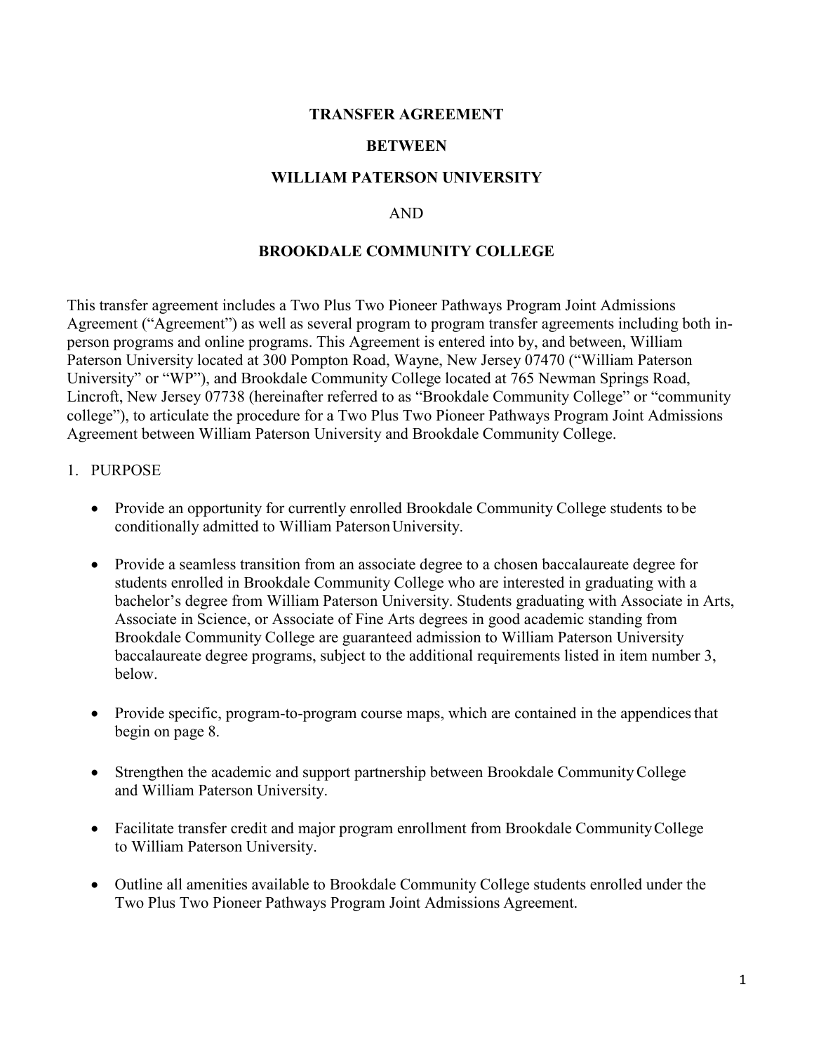# TRANSFER AGREEMENT

# BETWEEN

# WILLIAM PATERSON UNIVERSITY

AND

# BROOKDALE COMMUNITY COLLEGE

This transfer agreement includes a Two Plus Two Pioneer Pathways Program Joint Admissions Agreement ("Agreement") as well as several program to program transfer agreements including both in-person programs and online programs. This Agreement is entered into by, and between, William Paterson University located at 300 Pompton Road, Wayne, New Jersey 07470 ("William Paterson University" or "WP"), and Brookdale Community College located at 765 Newman Springs Road, Lincroft, New Jersey 07738 (hereinafter referred to as "Brookdale Community College" or "community college"), to articulate the procedure for a Two Plus Two Pioneer Pathways Program Joint Admissions Agreement between William Paterson University and Brookdale Community College.

1. PURPOSE

- Provide an opportunity for currently enrolled Brookdale Community College students to be conditionally admitted to William Paterson University.
- Provide a seamless transition from an associate degree to a chosen baccalaureate degree for students enrolled in Brookdale Community College who are interested in graduating with a bachelor's degree from William Paterson University. Students graduating with Associate in Arts, Associate in Science, or Associate of Fine Arts degrees in good academic standing from Brookdale Community College are guaranteed admission to William Paterson University baccalaureate degree programs, subject to the additional requirements listed in item number 3, below.
- Provide specific, program-to-program course maps, which are contained in the appendices that begin on page 8.
- Strengthen the academic and support partnership between Brookdale Community College and William Paterson University.
- Facilitate transfer credit and major program enrollment from Brookdale Community College to William Paterson University.
- Outline all amenities available to Brookdale Community College students enrolled under the Two Plus Two Pioneer Pathways Program Joint Admissions Agreement.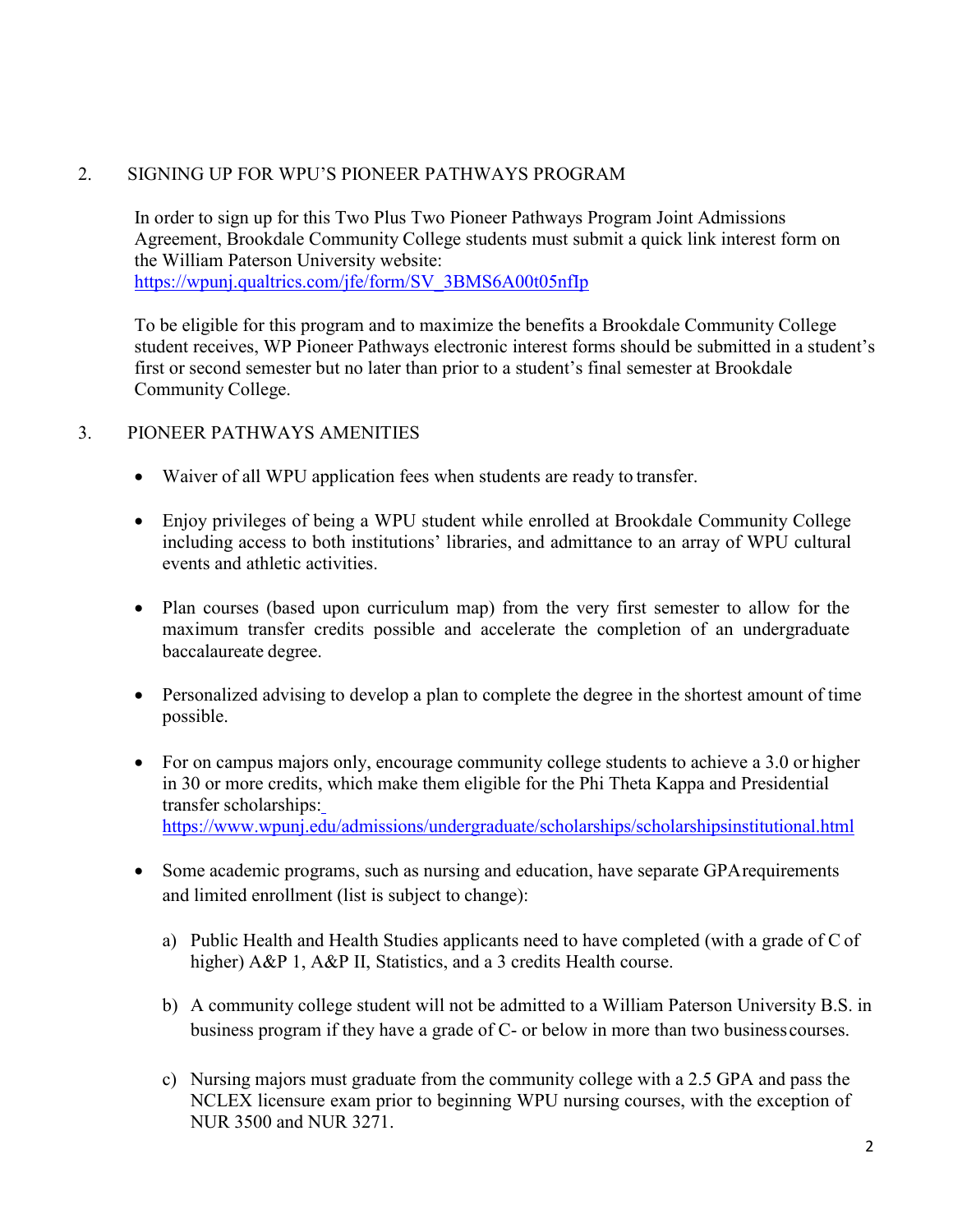## 2. SIGNING UP FOR WPU'S PIONEER PATHWAYS PROGRAM

In order to sign up for this Two Plus Two Pioneer Pathways Program Joint Admissions Agreement, Brookdale Community College students must submit a quick link interest form on the William Paterson University website: https://wpunj.qualtrics.com/jfe/form/SV_3BMS6A00t05nfIp

To be eligible for this program and to maximize the benefits a Brookdale Community College student receives, WP Pioneer Pathways electronic interest forms should be submitted in a student's first or second semester but no later than prior to a student's final semester at Brookdale Community College.

## 3. PIONEER PATHWAYS AMENITIES

- Waiver of all WPU application fees when students are ready to transfer.
- Enjoy privileges of being a WPU student while enrolled at Brookdale Community College including access to both institutions' libraries, and admittance to an array of WPU cultural events and athletic activities.
- Plan courses (based upon curriculum map) from the very first semester to allow for the maximum transfer credits possible and accelerate the completion of an undergraduate baccalaureate degree.
- Personalized advising to develop a plan to complete the degree in the shortest amount of time possible.
- For on campus majors only, encourage community college students to achieve a 3.0 or higher in 30 or more credits, which make eligible for the Phi Theta Kappa and Presidential transfer scholarships: https://www.wpunj.edu/admissions/undergraduate/scholarships/scholarshipsinstitutional.html
- Some academic programs, such as nursing and education, have separate GPA requirements and limited enrollment (list is subject to change):
  a) Public Health and Health Studies applicants need to have completed (with a grade of C of higher) A&P 1, A&P II, Statistics, and a 3 credits Health course.
  b) A community college student will not be admitted to a William Paterson University B.S. in business program if they have a grade of C- or below in more than two business courses.
  c) Nursing majors must graduate from the community college with a 2.5 GPA and pass the NCLEX licensure exam prior to beginning WPU nursing courses, with the exception of NUR 3500 and NUR 3271.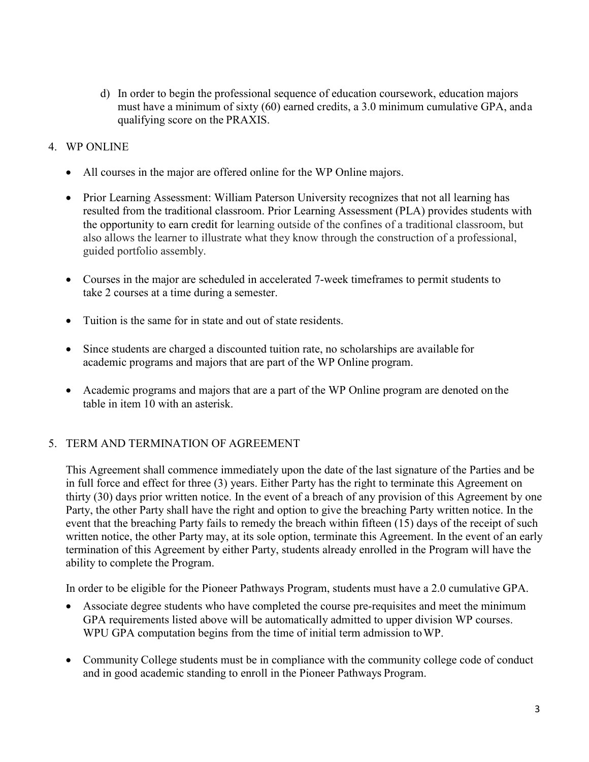d) In order to begin the professional sequence of education coursework, education majors must have a minimum of sixty (60) earned credits, a 3.0 minimum cumulative GPA, anda qualifying score on the PRAXIS.

4. WP ONLINE

- All courses in the major are offered online for the WP Online majors.
- Prior Learning Assessment: William Paterson University recognizes that not all learning has resulted from the traditional classroom. Prior Learning Assessment (PLA) provides students with the opportunity to earn credit for learning outside of the confines of a traditional classroom, but also allows the learner to illustrate what they know through the construction of a professional, guided portfolio assembly.
- Courses in the major are scheduled in accelerated 7-week timeframes to permit students to take 2 courses at a time during a semester.
- Tuition is the same for in state and out of state residents.
- Since students are charged a discounted tuition rate, no scholarships are available for academic programs and majors that are part of the WP Online program.
- Academic programs and majors that are a part of the WP Online program are denoted on the table in item 10 with an asterisk.

5. TERM AND TERMINATION OF AGREEMENT

This Agreement shall commence immediately upon the date of the last signature of the Parties and be in full force and effect for three (3) years. Either Party has the right to terminate this Agreement on thirty (30) days prior written notice. In the event of a breach of any provision of this Agreement by one Party, the other Party shall have the right and option to give the breaching Party written notice. In the event that the breaching Party fails to remedy the breach within fifteen (15) days of the receipt of such written notice, the other Party may, at its sole option, terminate this Agreement. In the event of an early termination of this Agreement by either Party, students already enrolled in the Program will have the ability to complete the Program.

In order to be eligible for the Pioneer Pathways Program, students must have a 2.0 cumulative GPA.

- Associate degree students who have completed the course pre-requisites and meet the minimum GPA requirements listed above will be automatically admitted to upper division WP courses. WPU GPA computation begins from the time of initial term admission toWP.
- Community College students must be in compliance with the community college code of conduct and in good academic standing to enroll in the Pioneer Pathways Program.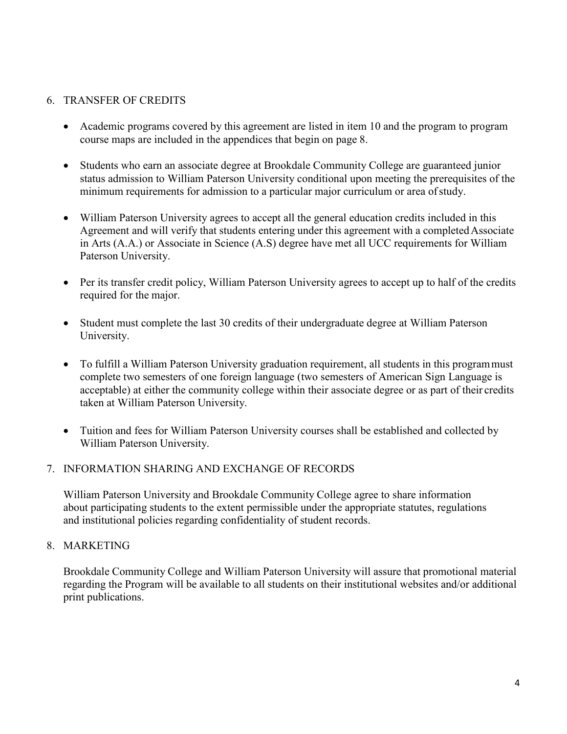## 6. TRANSFER OF CREDITS

- Academic programs covered by this agreement are listed in item 10 and the program to program course maps are included in the appendices that begin on page 8.
- Students who earn an associate degree at Brookdale Community College are guaranteed junior status admission to William Paterson University conditional upon meeting the prerequisites of the minimum requirements for admission to a particular major curriculum or area of study.
- William Paterson University agrees to accept all the general education credits included in this Agreement and will verify that students entering under this agreement with a completed Associate in Arts (A.A.) or Associate in Science (A.S) degree have met all UCC requirements for William Paterson University.
- Per its transfer credit policy, William Paterson University agrees to accept up to half of the credits required for the major.
- Student must complete the last 30 credits of their undergraduate degree at William Paterson University.
- To fulfill a William Paterson University graduation requirement, all students in this program must complete two semesters of one foreign language (two semesters of American Sign Language is acceptable) at either the community college within their associate degree or as part of their credits taken at William Paterson University.
- Tuition and fees for William Paterson University courses shall be established and collected by William Paterson University.

## 7. INFORMATION SHARING AND EXCHANGE OF RECORDS

William Paterson University and Brookdale Community College agree to share information about participating students to the extent permissible under the appropriate statutes, regulations and institutional policies regarding confidentiality of student records.

## 8. MARKETING

Brookdale Community College and William Paterson University will assure that promotional material regarding the Program will be available to all students on their institutional websites and/or additional print publications.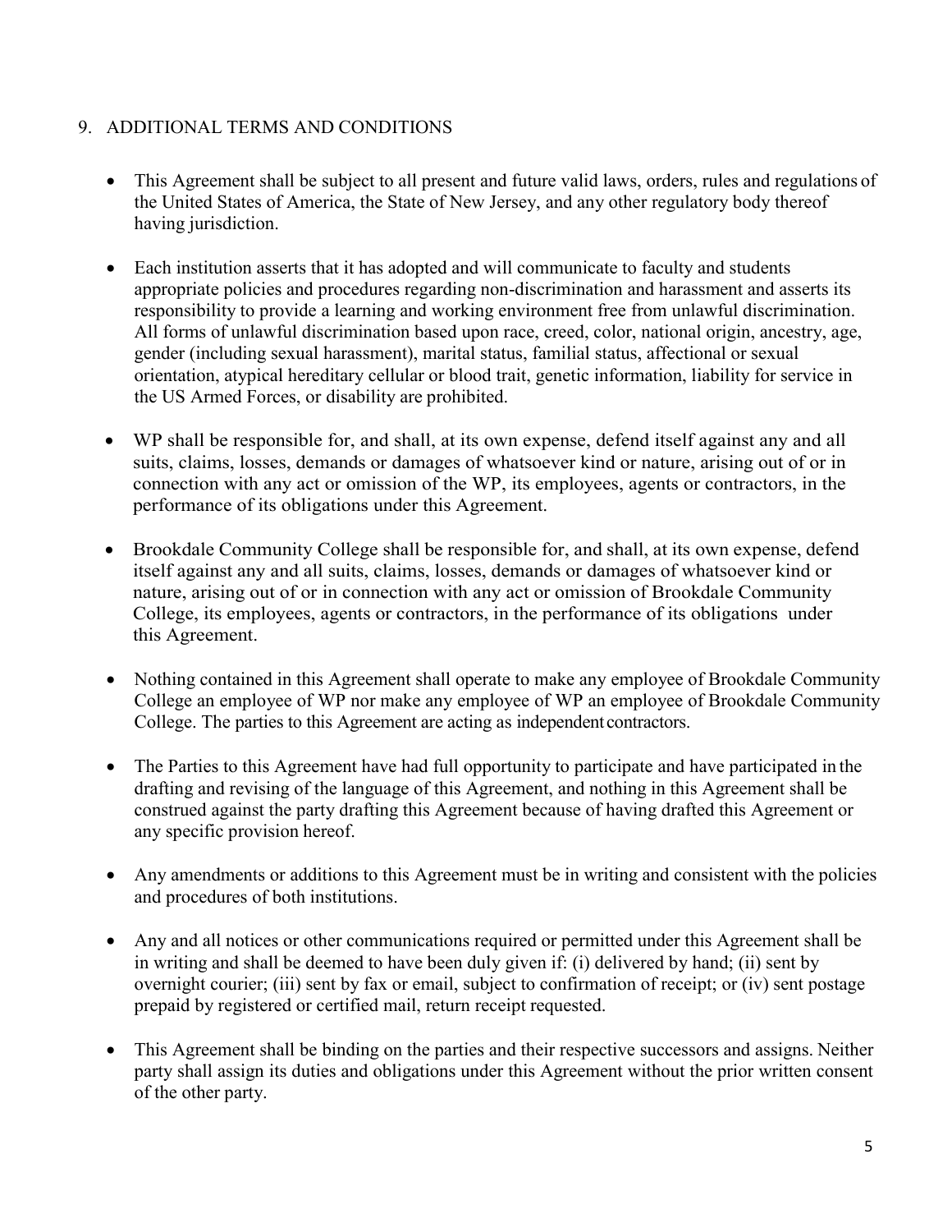## 9. ADDITIONAL TERMS AND CONDITIONS

- This Agreement shall be subject to all present and future valid laws, orders, rules and regulations of the United States of America, the State of New Jersey, and any other regulatory body thereof having jurisdiction.

- Each institution asserts that it has adopted and will communicate to faculty and students appropriate policies and procedures regarding non-discrimination and harassment and asserts its responsibility to provide a learning and working environment free from unlawful discrimination. All forms of unlawful discrimination based upon race, creed, color, national origin, ancestry, age, gender (including sexual harassment), marital status, familial status, affectional or sexual orientation, atypical hereditary cellular or blood trait, genetic information, liability for service in the US Armed Forces, or disability are prohibited.

- WP shall be responsible for, and shall, at its own expense, defend itself against any and all suits, claims, losses, demands or damages of whatsoever kind or nature, arising out of or in connection with any act or omission of the WP, its employees, agents or contractors, in the performance of its obligations under this Agreement.

- Brookdale Community College shall be responsible for, and shall, at its own expense, defend itself against any and all suits, claims, losses, demands or damages of whatsoever kind or nature, arising out of or in connection with any act or omission of Brookdale Community College, its employees, agents or contractors, in the performance of its obligations under this Agreement.

- Nothing contained in this Agreement shall operate to make any employee of Brookdale Community College an employee of WP nor make any employee of WP an employee of Brookdale Community College. The parties to this Agreement are acting as independent contractors.

- The Parties to this Agreement have had full opportunity to participate and have participated in the drafting and revising of the language of this Agreement, and nothing in this Agreement shall be construed against the party drafting this Agreement because of having drafted this Agreement or any specific provision hereof.

- Any amendments or additions to this Agreement must be in writing and consistent with the policies and procedures of both institutions.

- Any and all notices or other communications required or permitted under this Agreement shall be in writing and shall be deemed to have been duly given if: (i) delivered by hand; (ii) sent by overnight courier; (iii) sent by fax or email, subject to confirmation of receipt; or (iv) sent postage prepaid by registered or certified mail, return receipt requested.

- This Agreement shall be binding on the parties and their respective successors and assigns. Neither party shall assign its duties and obligations under this Agreement without the prior written consent of the other party.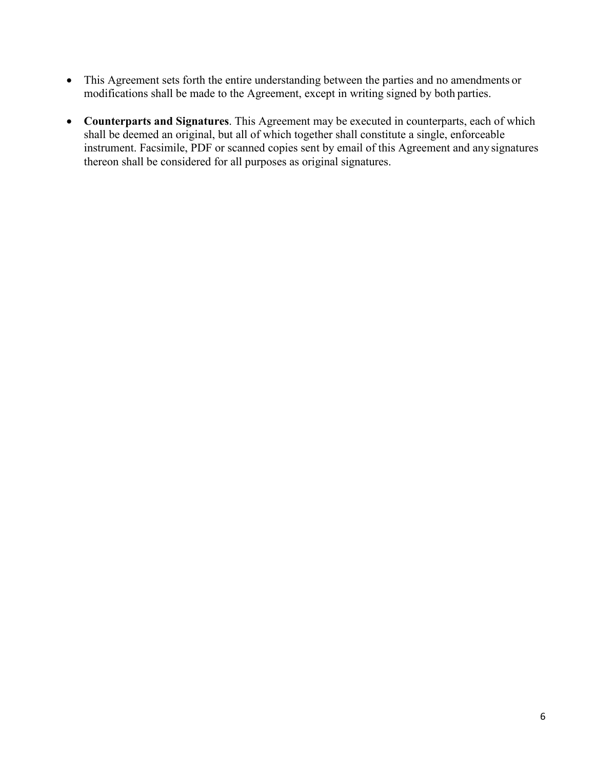- This Agreement sets forth the entire understanding between the parties and no amendments or modifications shall be made to the Agreement, except in writing signed by both parties.

- **Counterparts and Signatures**. This Agreement may be executed in counterparts, each of which shall be deemed an original, but all of which together shall constitute a single, enforceable instrument. Facsimile, PDF or scanned copies sent by email of this Agreement and any signatures thereon shall be considered for all purposes as original signatures.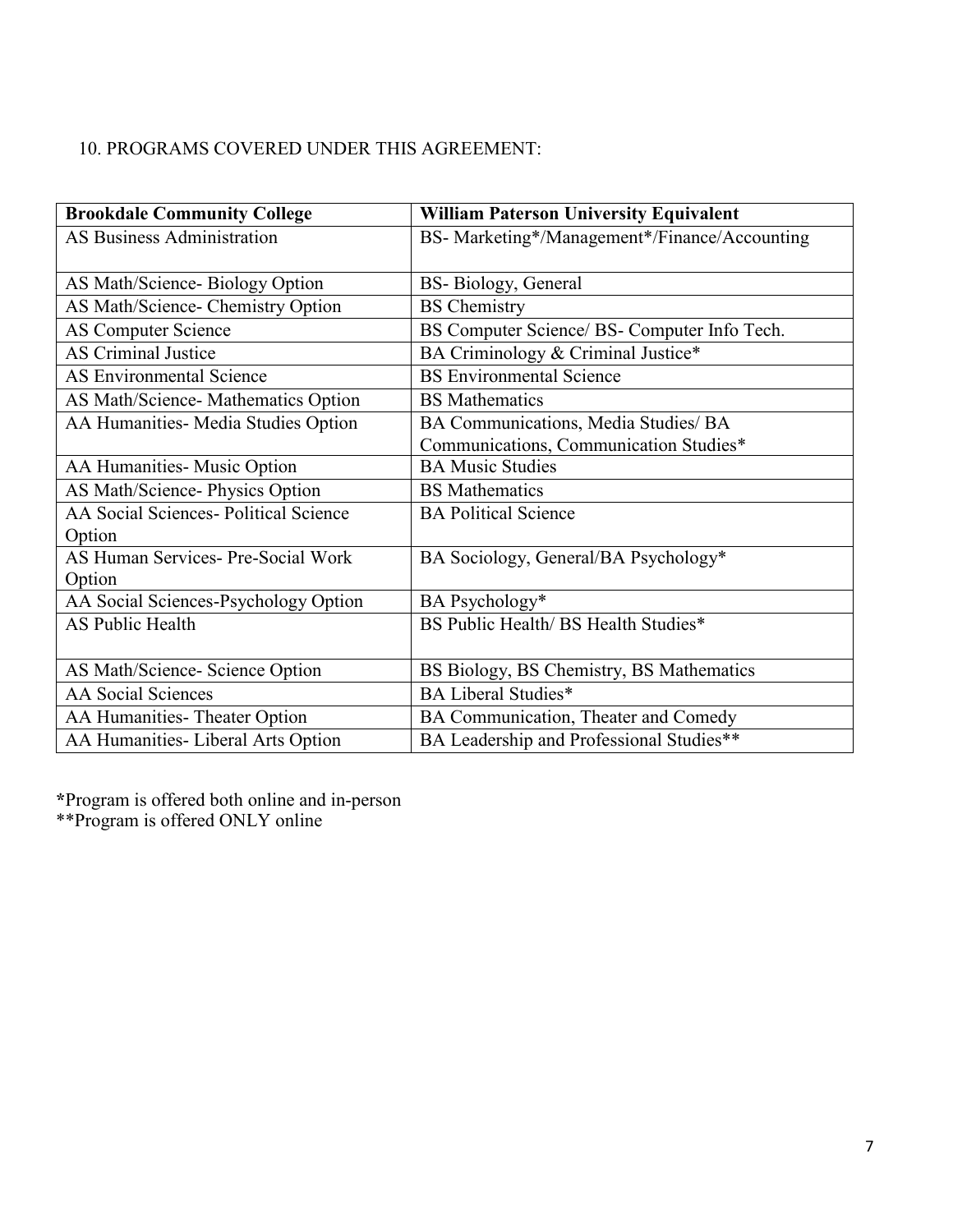10. PROGRAMS COVERED UNDER THIS AGREEMENT:

| Brookdale Community College | William Paterson University Equivalent |
|---|---|
| AS Business Administration | BS- Marketing*/Management*/Finance/Accounting |
| AS Math/Science- Biology Option | BS- Biology, General |
| AS Math/Science- Chemistry Option | BS Chemistry |
| AS Computer Science | BS Computer Science/ BS- Computer Info Tech. |
| AS Criminal Justice | BA Criminology & Criminal Justice* |
| AS Environmental Science | BS Environmental Science |
| AS Math/Science- Mathematics Option | BS Mathematics |
| AA Humanities- Media Studies Option | BA Communications, Media Studies/ BA Communications, Communication Studies* |
| AA Humanities- Music Option | BA Music Studies |
| AS Math/Science- Physics Option | BS Mathematics |
| AA Social Sciences- Political Science Option | BA Political Science |
| AS Human Services- Pre-Social Work Option | BA Sociology, General/BA Psychology* |
| AA Social Sciences-Psychology Option | BA Psychology* |
| AS Public Health | BS Public Health/ BS Health Studies* |
| AS Math/Science- Science Option | BS Biology, BS Chemistry, BS Mathematics |
| AA Social Sciences | BA Liberal Studies* |
| AA Humanities- Theater Option | BA Communication, Theater and Comedy |
| AA Humanities- Liberal Arts Option | BA Leadership and Professional Studies** |

*Program is offered both online and in-person
**Program is offered ONLY online